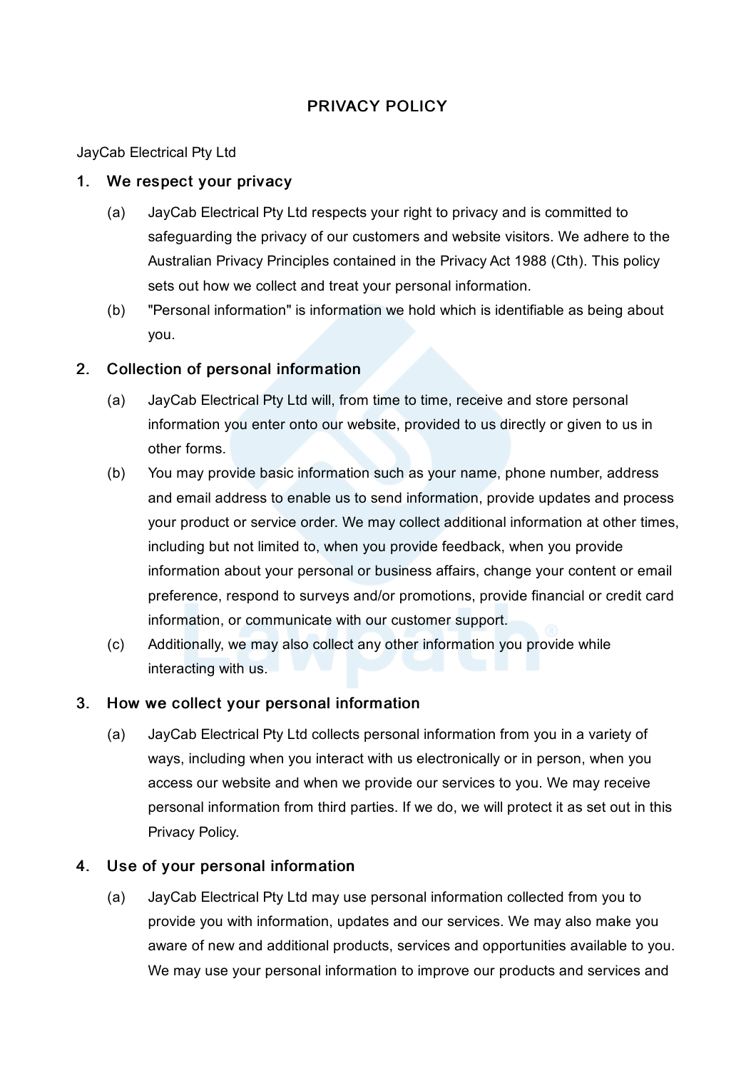# PRIVACY POLICY

JayCab Electrical Pty Ltd

## 1. We respect your privacy

(a) JayCab Electrical Pty Ltd respects your right to privacy and is committed to safeguarding the privacy of our customers and website visitors. We adhere to the Australian Privacy Principles contained in the Privacy Act 1988 (Cth). This policy sets out how we collect and treat your personal information.

(b) "Personal information" is information we hold which is identifiable as being about you.

## 2. Collection of personal information

(a) JayCab Electrical Pty Ltd will, from time to time, receive and store personal information you enter onto our website, provided to us directly or given to us in other forms.

(b) You may provide basic information such as your name, phone number, address and email address to enable us to send information, provide updates and process your product or service order. We may collect additional information at other times, including but not limited to, when you provide feedback, when you provide information about your personal or business affairs, change your content or email preference, respond to surveys and/or promotions, provide financial or credit card information, or communicate with our customer support.

(c) Additionally, we may also collect any other information you provide while interacting with us.

## 3. How we collect your personal information

(a) JayCab Electrical Pty Ltd collects personal information from you in a variety of ways, including when you interact with us electronically or in person, when you access our website and when we provide our services to you. We may receive personal information from third parties. If we do, we will protect it as set out in this Privacy Policy.

## 4. Use of your personal information

(a) JayCab Electrical Pty Ltd may use personal information collected from you to provide you with information, updates and our services. We may also make you aware of new and additional products, services and opportunities available to you. We may use your personal information to improve our products and services and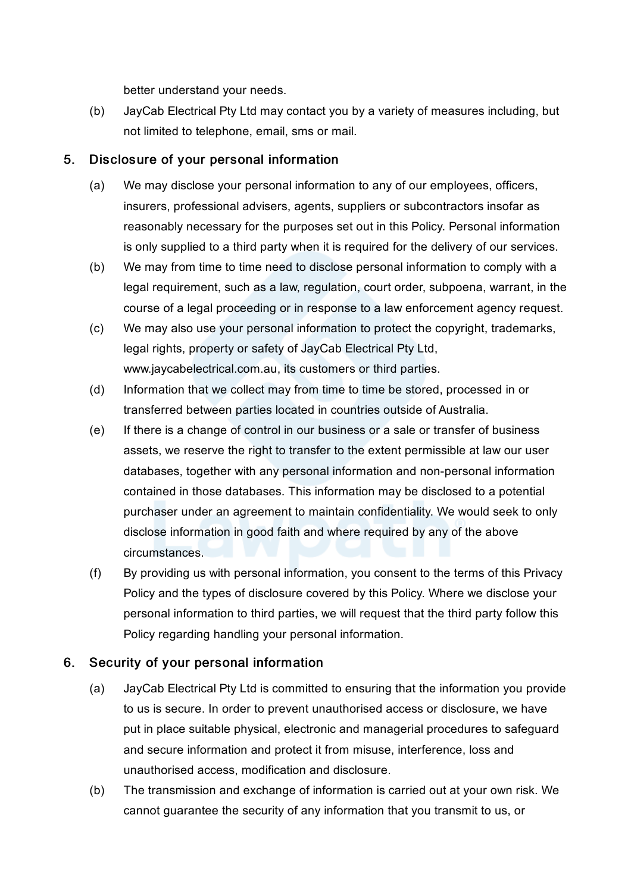better understand your needs.

(b) JayCab Electrical Pty Ltd may contact you by a variety of measures including, but not limited to telephone, email, sms or mail.

## 5. Disclosure of your personal information

(a) We may disclose your personal information to any of our employees, officers, insurers, professional advisers, agents, suppliers or subcontractors insofar as reasonably necessary for the purposes set out in this Policy. Personal information is only supplied to a third party when it is required for the delivery of our services.

(b) We may from time to time need to disclose personal information to comply with a legal requirement, such as a law, regulation, court order, subpoena, warrant, in the course of a legal proceeding or in response to a law enforcement agency request.

(c) We may also use your personal information to protect the copyright, trademarks, legal rights, property or safety of JayCab Electrical Pty Ltd, www.jaycabelectrical.com.au, its customers or third parties.

(d) Information that we collect may from time to time be stored, processed in or transferred between parties located in countries outside of Australia.

(e) If there is a change of control in our business or a sale or transfer of business assets, we reserve the right to transfer to the extent permissible at law our user databases, together with any personal information and non-personal information contained in those databases. This information may be disclosed to a potential purchaser under an agreement to maintain confidentiality. We would seek to only disclose information in good faith and where required by any of the above circumstances.

(f) By providing us with personal information, you consent to the terms of this Privacy Policy and the types of disclosure covered by this Policy. Where we disclose your personal information to third parties, we will request that the third party follow this Policy regarding handling your personal information.

## 6. Security of your personal information

(a) JayCab Electrical Pty Ltd is committed to ensuring that the information you provide to us is secure. In order to prevent unauthorised access or disclosure, we have put in place suitable physical, electronic and managerial procedures to safeguard and secure information and protect it from misuse, interference, loss and unauthorised access, modification and disclosure.

(b) The transmission and exchange of information is carried out at your own risk. We cannot guarantee the security of any information that you transmit to us, or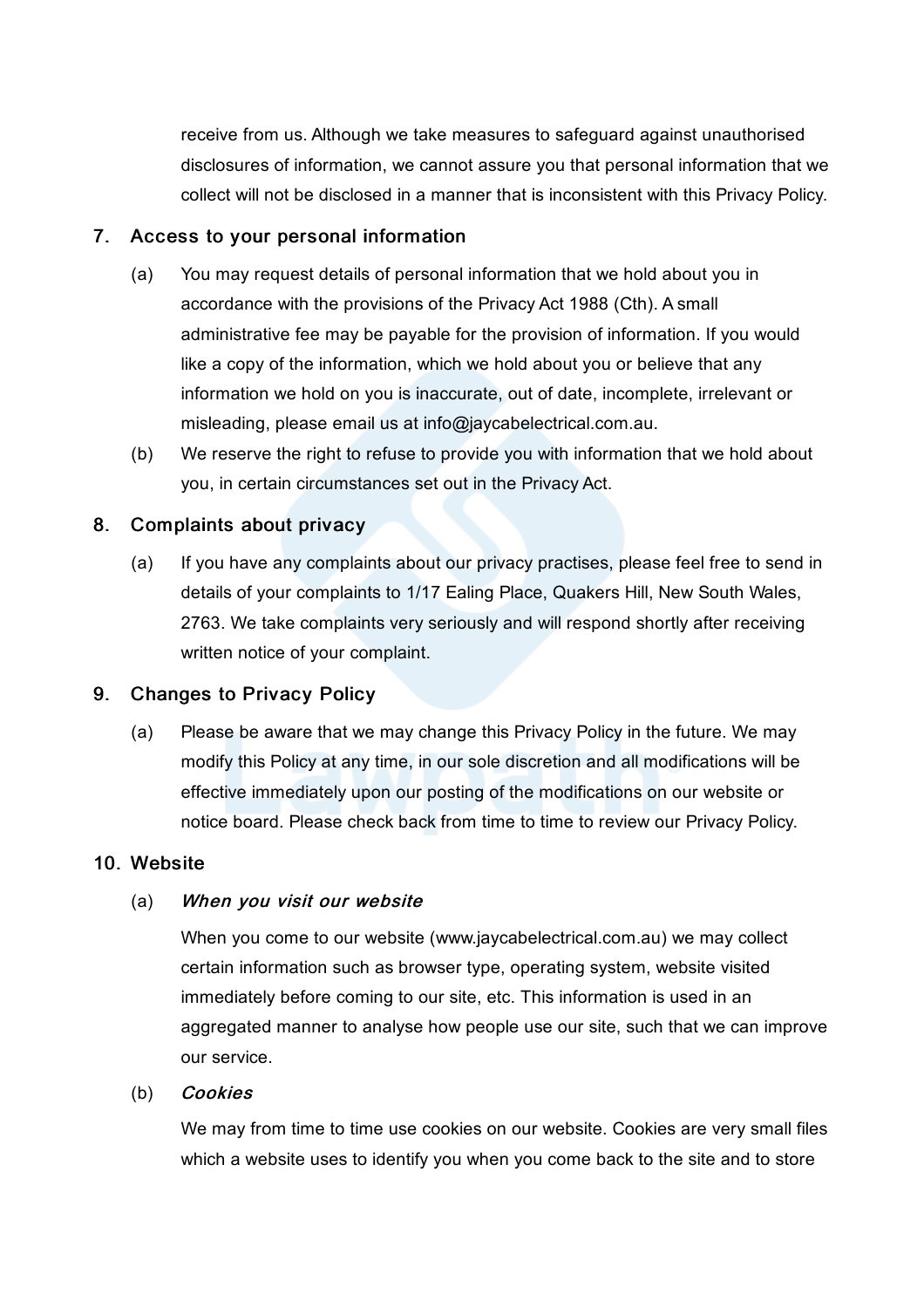receive from us. Although we take measures to safeguard against unauthorised disclosures of information, we cannot assure you that personal information that we collect will not be disclosed in a manner that is inconsistent with this Privacy Policy.

## 7. Access to your personal information

(a) You may request details of personal information that we hold about you in accordance with the provisions of the Privacy Act 1988 (Cth). A small administrative fee may be payable for the provision of information. If you would like a copy of the information, which we hold about you or believe that any information we hold on you is inaccurate, out of date, incomplete, irrelevant or misleading, please email us at info@jaycabelectrical.com.au.

(b) We reserve the right to refuse to provide you with information that we hold about you, in certain circumstances set out in the Privacy Act.

## 8. Complaints about privacy

(a) If you have any complaints about our privacy practises, please feel free to send in details of your complaints to 1/17 Ealing Place, Quakers Hill, New South Wales, 2763. We take complaints very seriously and will respond shortly after receiving written notice of your complaint.

## 9. Changes to Privacy Policy

(a) Please be aware that we may change this Privacy Policy in the future. We may modify this Policy at any time, in our sole discretion and all modifications will be effective immediately upon our posting of the modifications on our website or notice board. Please check back from time to time to review our Privacy Policy.

## 10. Website

(a) ***When you visit our website***

When you come to our website (www.jaycabelectrical.com.au) we may collect certain information such as browser type, operating system, website visited immediately before coming to our site, etc. This information is used in an aggregated manner to analyse how people use our site, such that we can improve our service.

(b) ***Cookies***

We may from time to time use cookies on our website. Cookies are very small files which a website uses to identify you when you come back to the site and to store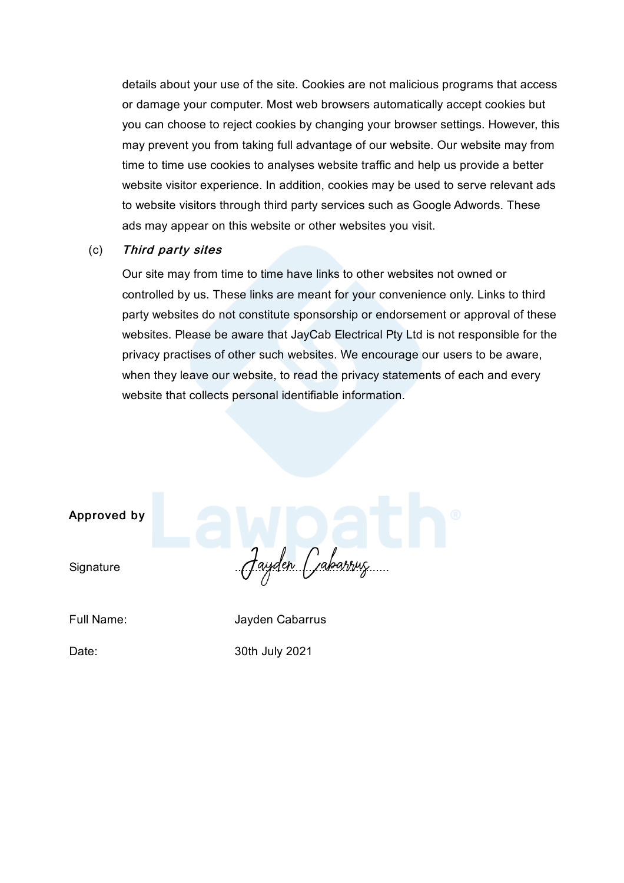details about your use of the site. Cookies are not malicious programs that access or damage your computer. Most web browsers automatically accept cookies but you can choose to reject cookies by changing your browser settings. However, this may prevent you from taking full advantage of our website. Our website may from time to time use cookies to analyses website traffic and help us provide a better website visitor experience. In addition, cookies may be used to serve relevant ads to website visitors through third party services such as Google Adwords. These ads may appear on this website or other websites you visit.

(c) ***Third party sites***

Our site may from time to time have links to other websites not owned or controlled by us. These links are meant for your convenience only. Links to third party websites do not constitute sponsorship or endorsement or approval of these websites. Please be aware that JayCab Electrical Pty Ltd is not responsible for the privacy practises of other such websites. We encourage our users to be aware, when they leave our website, to read the privacy statements of each and every website that collects personal identifiable information.

**Approved by**

Signature ......Jayden Cabarrus......

Full Name: Jayden Cabarrus

Date: 30th July 2021